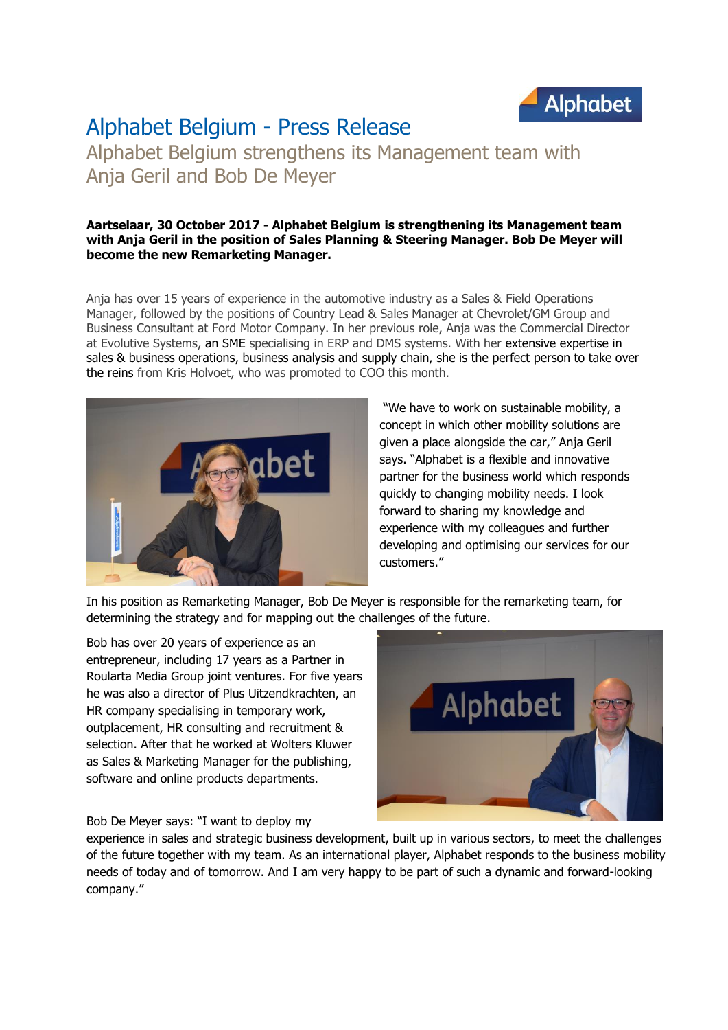# Alphabet Belgium - Press Release

## Alphabet Belgium strengthens its Management team with Anja Geril and Bob De Meyer

**Aartselaar, 30 October 2017 - Alphabet Belgium is strengthening its Management team with Anja Geril in the position of Sales Planning & Steering Manager. Bob De Meyer will become the new Remarketing Manager.**

Anja has over 15 years of experience in the automotive industry as a Sales & Field Operations Manager, followed by the positions of Country Lead & Sales Manager at Chevrolet/GM Group and Business Consultant at Ford Motor Company. In her previous role, Anja was the Commercial Director at Evolutive Systems, an SME specialising in ERP and DMS systems. With her extensive expertise in sales & business operations, business analysis and supply chain, she is the perfect person to take over the reins from Kris Holvoet, who was promoted to COO this month.

"We have to work on sustainable mobility, a concept in which other mobility solutions are given a place alongside the car," Anja Geril says. "Alphabet is a flexible and innovative partner for the business world which responds quickly to changing mobility needs. I look forward to sharing my knowledge and experience with my colleagues and further developing and optimising our services for our customers."

In his position as Remarketing Manager, Bob De Meyer is responsible for the remarketing team, for determining the strategy and for mapping out the challenges of the future.

Bob has over 20 years of experience as an entrepreneur, including 17 years as a Partner in Roularta Media Group joint ventures. For five years he was also a director of Plus Uitzendkrachten, an HR company specialising in temporary work, outplacement, HR consulting and recruitment & selection. After that he worked at Wolters Kluwer as Sales & Marketing Manager for the publishing, software and online products departments.

Bob De Meyer says: "I want to deploy my experience in sales and strategic business development, built up in various sectors, to meet the challenges of the future together with my team. As an international player, Alphabet responds to the business mobility needs of today and of tomorrow. And I am very happy to be part of such a dynamic and forward-looking company."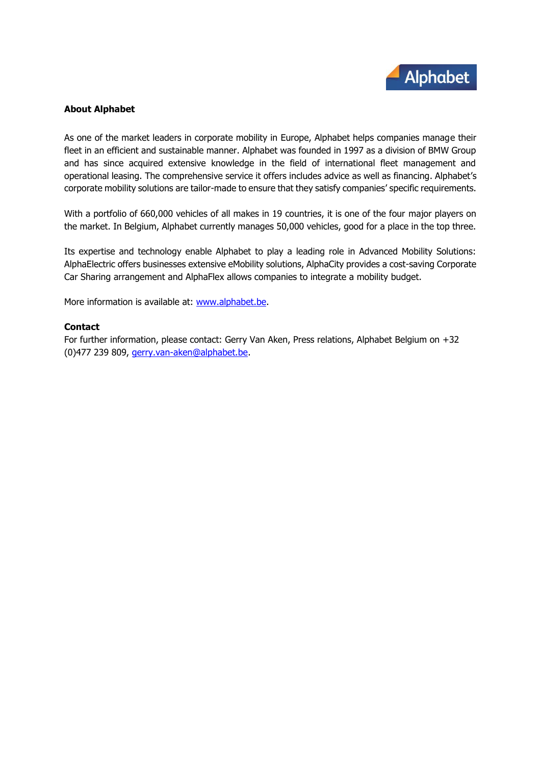**About Alphabet**

As one of the market leaders in corporate mobility in Europe, Alphabet helps companies manage their fleet in an efficient and sustainable manner. Alphabet was founded in 1997 as a division of BMW Group and has since acquired extensive knowledge in the field of international fleet management and operational leasing. The comprehensive service it offers includes advice as well as financing. Alphabet's corporate mobility solutions are tailor-made to ensure that they satisfy companies' specific requirements.

With a portfolio of 660,000 vehicles of all makes in 19 countries, it is one of the four major players on the market. In Belgium, Alphabet currently manages 50,000 vehicles, good for a place in the top three.

Its expertise and technology enable Alphabet to play a leading role in Advanced Mobility Solutions: AlphaElectric offers businesses extensive eMobility solutions, AlphaCity provides a cost-saving Corporate Car Sharing arrangement and AlphaFlex allows companies to integrate a mobility budget.

More information is available at: www.alphabet.be.

**Contact**
For further information, please contact: Gerry Van Aken, Press relations, Alphabet Belgium on +32 (0)477 239 809, gerry.van-aken@alphabet.be.